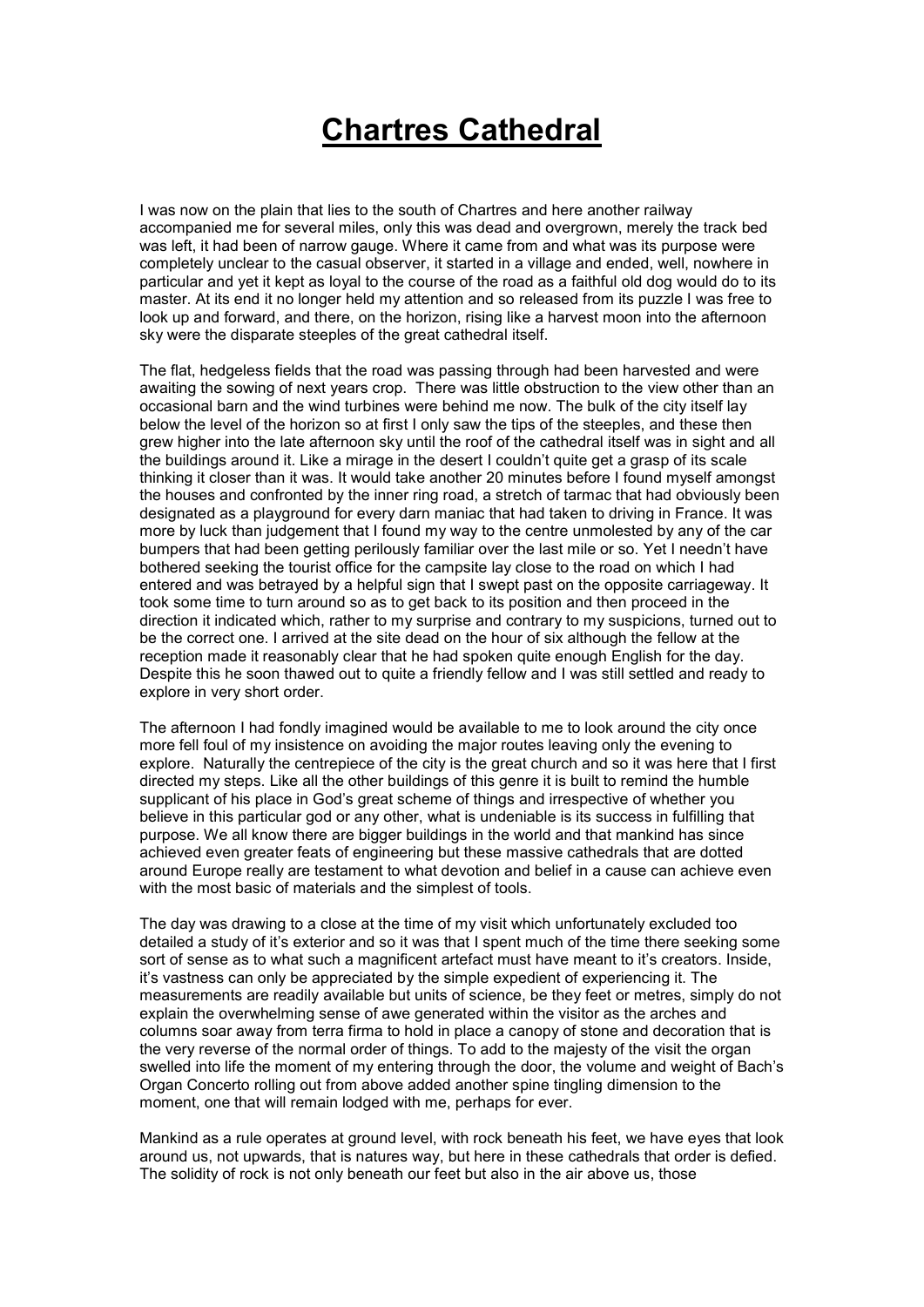# Chartres Cathedral

I was now on the plain that lies to the south of Chartres and here another railway accompanied me for several miles, only this was dead and overgrown, merely the track bed was left, it had been of narrow gauge. Where it came from and what was its purpose were completely unclear to the casual observer, it started in a village and ended, well, nowhere in particular and yet it kept as loyal to the course of the road as a faithful old dog would do to its master. At its end it no longer held my attention and so released from its puzzle I was free to look up and forward, and there, on the horizon, rising like a harvest moon into the afternoon sky were the disparate steeples of the great cathedral itself.

The flat, hedgeless fields that the road was passing through had been harvested and were awaiting the sowing of next years crop. There was little obstruction to the view other than an occasional barn and the wind turbines were behind me now. The bulk of the city itself lay below the level of the horizon so at first I only saw the tips of the steeples, and these then grew higher into the late afternoon sky until the roof of the cathedral itself was in sight and all the buildings around it. Like a mirage in the desert I couldn't quite get a grasp of its scale thinking it closer than it was. It would take another 20 minutes before I found myself amongst the houses and confronted by the inner ring road, a stretch of tarmac that had obviously been designated as a playground for every darn maniac that had taken to driving in France. It was more by luck than judgement that I found my way to the centre unmolested by any of the car bumpers that had been getting perilously familiar over the last mile or so. Yet I needn't have bothered seeking the tourist office for the campsite lay close to the road on which I had entered and was betrayed by a helpful sign that I swept past on the opposite carriageway. It took some time to turn around so as to get back to its position and then proceed in the direction it indicated which, rather to my surprise and contrary to my suspicions, turned out to be the correct one. I arrived at the site dead on the hour of six although the fellow at the reception made it reasonably clear that he had spoken quite enough English for the day. Despite this he soon thawed out to quite a friendly fellow and I was still settled and ready to explore in very short order.

The afternoon I had fondly imagined would be available to me to look around the city once more fell foul of my insistence on avoiding the major routes leaving only the evening to explore. Naturally the centrepiece of the city is the great church and so it was here that I first directed my steps. Like all the other buildings of this genre it is built to remind the humble supplicant of his place in God's great scheme of things and irrespective of whether you believe in this particular god or any other, what is undeniable is its success in fulfilling that purpose. We all know there are bigger buildings in the world and that mankind has since achieved even greater feats of engineering but these massive cathedrals that are dotted around Europe really are testament to what devotion and belief in a cause can achieve even with the most basic of materials and the simplest of tools.

The day was drawing to a close at the time of my visit which unfortunately excluded too detailed a study of it's exterior and so it was that I spent much of the time there seeking some sort of sense as to what such a magnificent artefact must have meant to it's creators. Inside, it's vastness can only be appreciated by the simple expedient of experiencing it. The measurements are readily available but units of science, be they feet or metres, simply do not explain the overwhelming sense of awe generated within the visitor as the arches and columns soar away from terra firma to hold in place a canopy of stone and decoration that is the very reverse of the normal order of things. To add to the majesty of the visit the organ swelled into life the moment of my entering through the door, the volume and weight of Bach's Organ Concerto rolling out from above added another spine tingling dimension to the moment, one that will remain lodged with me, perhaps for ever.

Mankind as a rule operates at ground level, with rock beneath his feet, we have eyes that look around us, not upwards, that is natures way, but here in these cathedrals that order is defied. The solidity of rock is not only beneath our feet but also in the air above us, those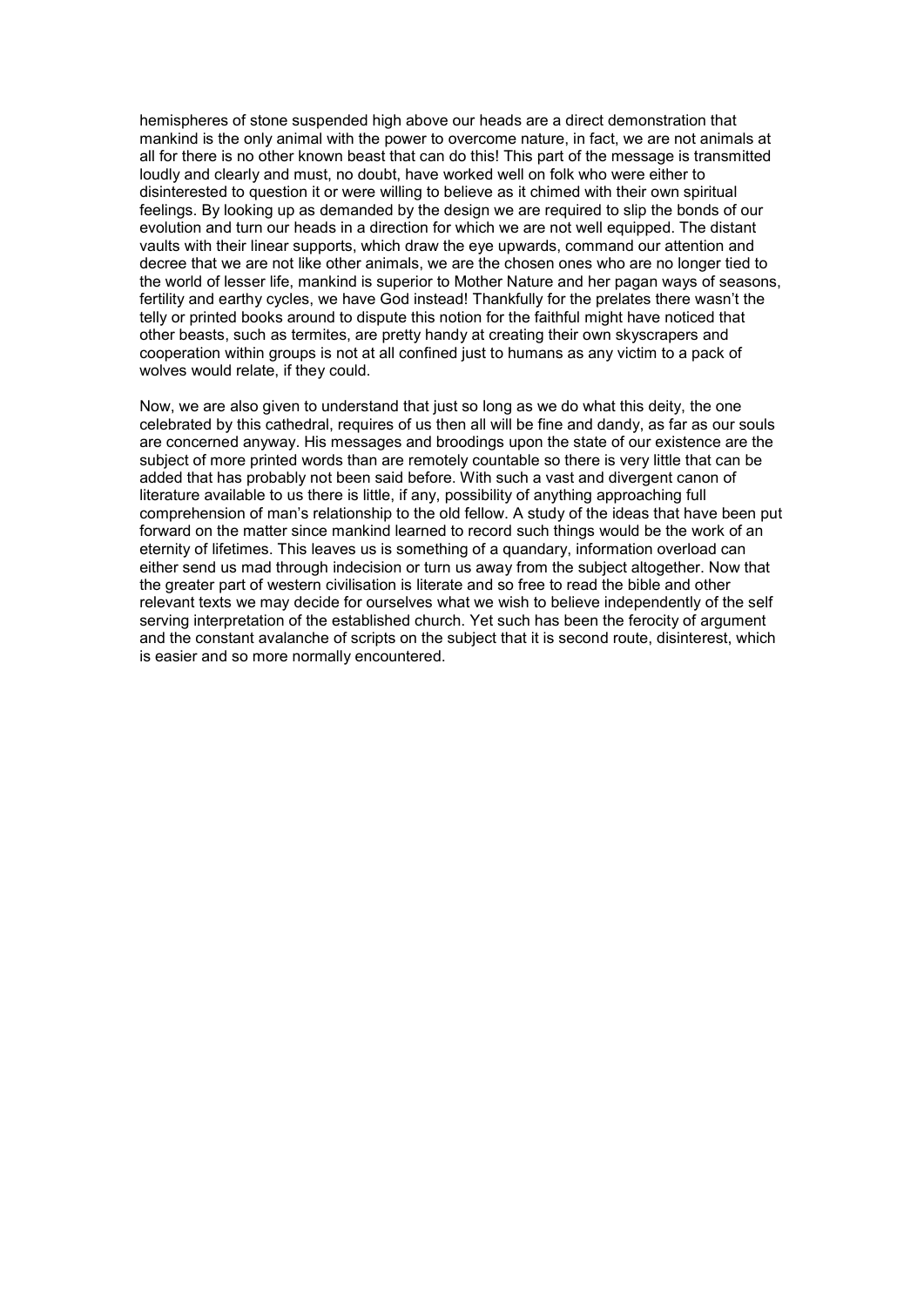hemispheres of stone suspended high above our heads are a direct demonstration that mankind is the only animal with the power to overcome nature, in fact, we are not animals at all for there is no other known beast that can do this! This part of the message is transmitted loudly and clearly and must, no doubt, have worked well on folk who were either to disinterested to question it or were willing to believe as it chimed with their own spiritual feelings. By looking up as demanded by the design we are required to slip the bonds of our evolution and turn our heads in a direction for which we are not well equipped. The distant vaults with their linear supports, which draw the eye upwards, command our attention and decree that we are not like other animals, we are the chosen ones who are no longer tied to the world of lesser life, mankind is superior to Mother Nature and her pagan ways of seasons, fertility and earthy cycles, we have God instead! Thankfully for the prelates there wasn't the telly or printed books around to dispute this notion for the faithful might have noticed that other beasts, such as termites, are pretty handy at creating their own skyscrapers and cooperation within groups is not at all confined just to humans as any victim to a pack of wolves would relate, if they could.

Now, we are also given to understand that just so long as we do what this deity, the one celebrated by this cathedral, requires of us then all will be fine and dandy, as far as our souls are concerned anyway. His messages and broodings upon the state of our existence are the subject of more printed words than are remotely countable so there is very little that can be added that has probably not been said before. With such a vast and divergent canon of literature available to us there is little, if any, possibility of anything approaching full comprehension of man's relationship to the old fellow. A study of the ideas that have been put forward on the matter since mankind learned to record such things would be the work of an eternity of lifetimes. This leaves us is something of a quandary, information overload can either send us mad through indecision or turn us away from the subject altogether. Now that the greater part of western civilisation is literate and so free to read the bible and other relevant texts we may decide for ourselves what we wish to believe independently of the self serving interpretation of the established church. Yet such has been the ferocity of argument and the constant avalanche of scripts on the subject that it is second route, disinterest, which is easier and so more normally encountered.